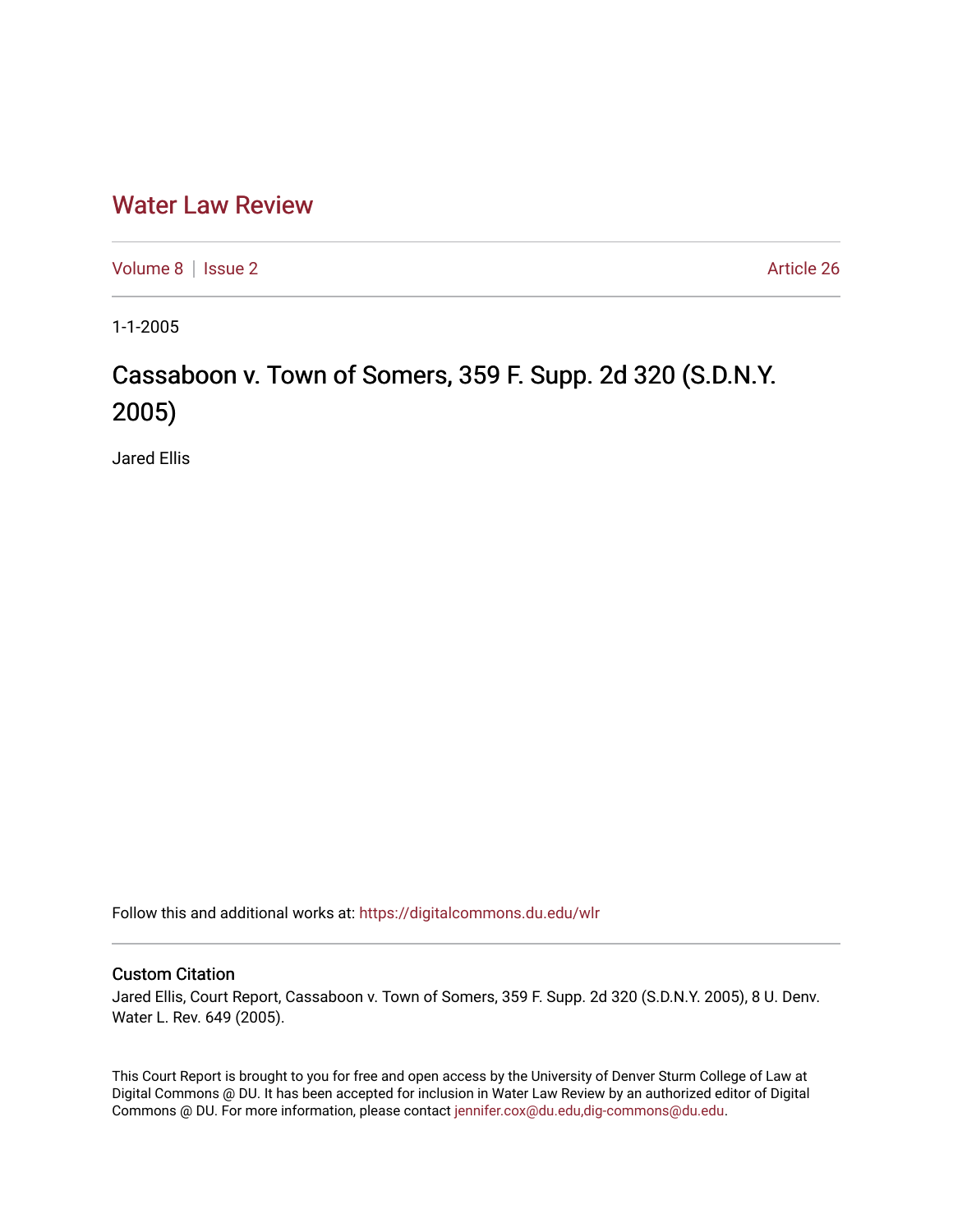# Water Law Review

Volume 8 | Issue 2 Article 26

1-1-2005

## Cassaboon v. Town of Somers, 359 F. Supp. 2d 320 (S.D.N.Y. 2005)

Jared Ellis

Follow this and additional works at: https://digitalcommons.du.edu/wlr

### Custom Citation

Jared Ellis, Court Report, Cassaboon v. Town of Somers, 359 F. Supp. 2d 320 (S.D.N.Y. 2005), 8 U. Denv. Water L. Rev. 649 (2005).

This Court Report is brought to you for free and open access by the University of Denver Sturm College of Law at Digital Commons @ DU. It has been accepted for inclusion in Water Law Review by an authorized editor of Digital Commons @ DU. For more information, please contact jennifer.cox@du.edu,dig-commons@du.edu.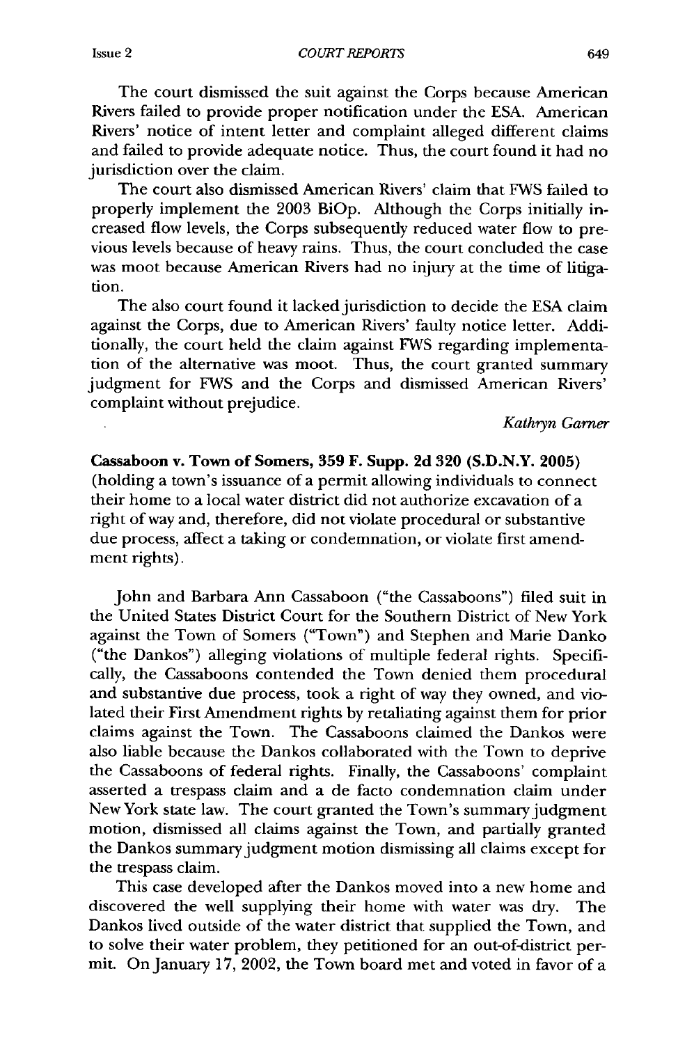The court dismissed the suit against the Corps because American Rivers failed to provide proper notification under the ESA. American Rivers' notice of intent letter and complaint alleged different claims and failed to provide adequate notice. Thus, the court found it had no jurisdiction over the claim.

The court also dismissed American Rivers' claim that FWS failed to properly implement the 2003 BiOp. Although the Corps initially increased flow levels, the Corps subsequently reduced water flow to previous levels because of heavy rains. Thus, the court concluded the case was moot because American Rivers had no injury at the time of litigation.

The also court found it lacked jurisdiction to decide the ESA claim against the Corps, due to American Rivers' faulty notice letter. Additionally, the court held the claim against FWS regarding implementation of the alternative was moot. Thus, the court granted summary judgment for FWS and the Corps and dismissed American Rivers' complaint without prejudice.

*Kathryn Garner*

**Cassaboon v. Town of Somers, 359 F. Supp. 2d 320 (S.D.N.Y. 2005)** (holding a town's issuance of a permit allowing individuals to connect their home to a local water district did not authorize excavation of a right of way and, therefore, did not violate procedural or substantive due process, affect a taking or condemnation, or violate first amendment rights).

John and Barbara Ann Cassaboon ("the Cassaboons") filed suit in the United States District Court for the Southern District of New York against the Town of Somers ("Town") and Stephen and Marie Danko ("the Dankos") alleging violations of multiple federal rights. Specifically, the Cassaboons contended the Town denied them procedural and substantive due process, took a right of way they owned, and violated their First Amendment rights by retaliating against them for prior claims against the Town. The Cassaboons claimed the Dankos were also liable because the Dankos collaborated with the Town to deprive the Cassaboons of federal rights. Finally, the Cassaboons' complaint asserted a trespass claim and a de facto condemnation claim under New York state law. The court granted the Town's summary judgment motion, dismissed all claims against the Town, and partially granted the Dankos summary judgment motion dismissing all claims except for the trespass claim.

This case developed after the Dankos moved into a new home and discovered the well supplying their home with water was dry. The Dankos lived outside of the water district that supplied the Town, and to solve their water problem, they petitioned for an out-of-district permit. On January 17, 2002, the Town board met and voted in favor of a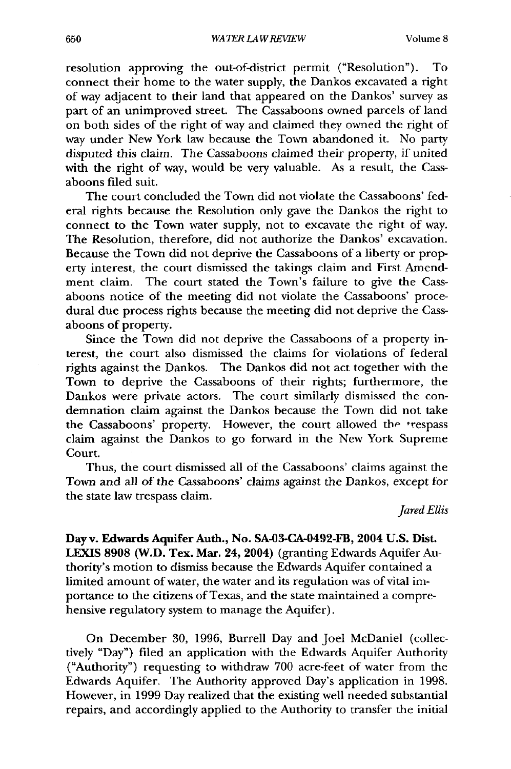resolution approving the out-of-district permit ("Resolution"). To connect their home to the water supply, the Dankos excavated a right of way adjacent to their land that appeared on the Dankos' survey as part of an unimproved street. The Cassaboons owned parcels of land on both sides of the right of way and claimed they owned the right of way under New York law because the Town abandoned it. No party disputed this claim. The Cassaboons claimed their property, if united with the right of way, would be very valuable. As a result, the Cassaboons filed suit.

The court concluded the Town did not violate the Cassaboons' federal rights because the Resolution only gave the Dankos the right to connect to the Town water supply, not to excavate the right of way. The Resolution, therefore, did not authorize the Dankos' excavation. Because the Town did not deprive the Cassaboons of a liberty or property interest, the court dismissed the takings claim and First Amendment claim. The court stated the Town's failure to give the Cassaboons notice of the meeting did not violate the Cassaboons' procedural due process rights because the meeting did not deprive the Cassaboons of property.

Since the Town did not deprive the Cassaboons of a property interest, the court also dismissed the claims for violations of federal rights against the Dankos. The Dankos did not act together with the Town to deprive the Cassaboons of their rights; furthermore, the Dankos were private actors. The court similarly dismissed the condemnation claim against the Dankos because the Town did not take the Cassaboons' property. However, the court allowed the trespass claim against the Dankos to go forward in the New York Supreme Court.

Thus, the court dismissed all of the Cassaboons' claims against the Town and all of the Cassaboons' claims against the Dankos, except for the state law trespass claim.

*Jared Ellis*

**Day v. Edwards Aquifer Auth., No. SA-03-CA-0492-FB, 2004 U.S. Dist. LEXIS 8908 (W.D. Tex. Mar. 24, 2004)** (granting Edwards Aquifer Authority's motion to dismiss because the Edwards Aquifer contained a limited amount of water, the water and its regulation was of vital importance to the citizens of Texas, and the state maintained a comprehensive regulatory system to manage the Aquifer).

On December 30, 1996, Burrell Day and Joel McDaniel (collectively "Day") filed an application with the Edwards Aquifer Authority ("Authority") requesting to withdraw 700 acre-feet of water from the Edwards Aquifer. The Authority approved Day's application in 1998. However, in 1999 Day realized that the existing well needed substantial repairs, and accordingly applied to the Authority to transfer the initial